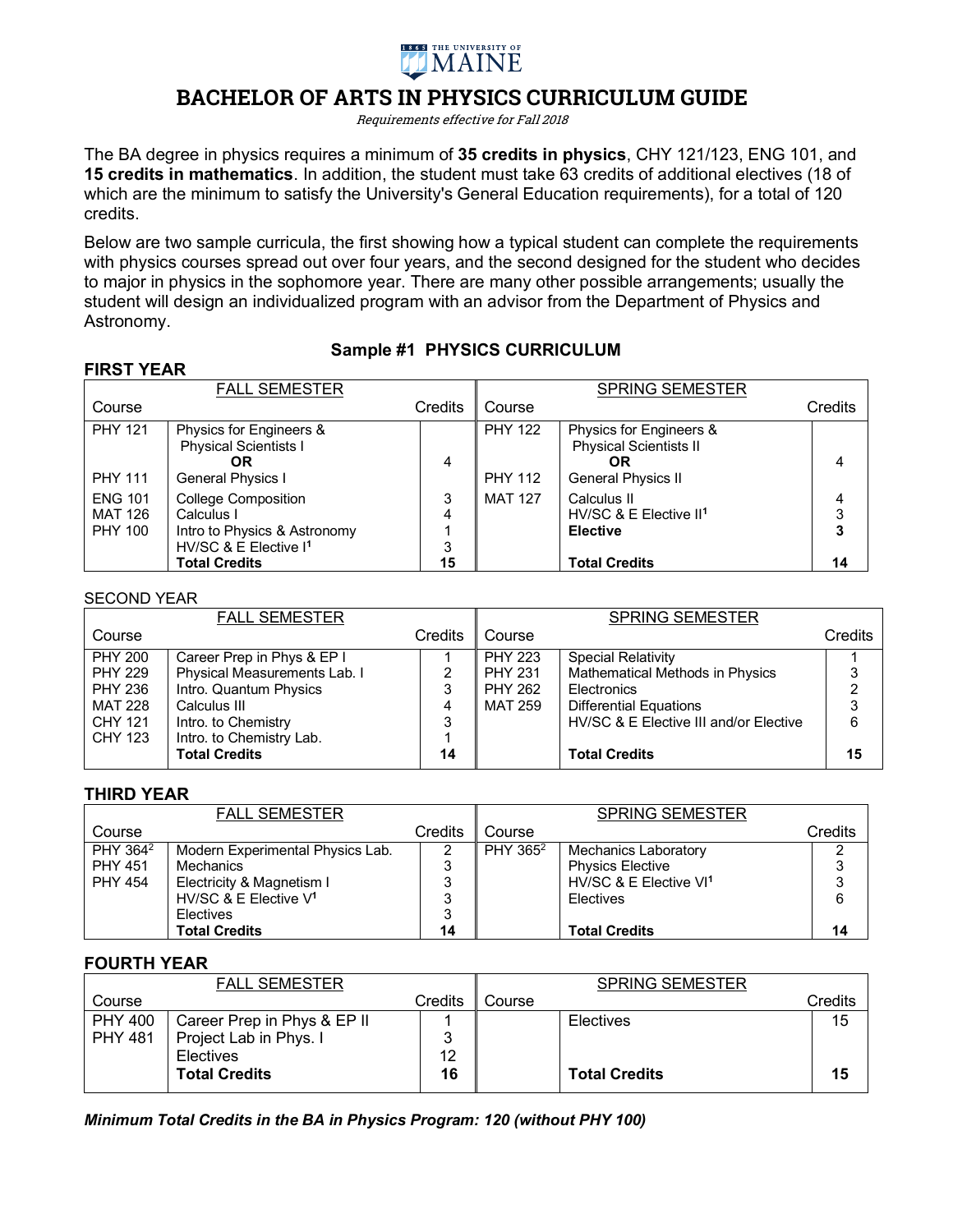THE UNIVERSITY OF MAINE

# BACHELOR OF ARTS IN PHYSICS CURRICULUM GUIDE

*Requirements effective for Fall 2018*

The BA degree in physics requires a minimum of **35 credits in physics**, CHY 121/123, ENG 101, and **15 credits in mathematics**. In addition, the student must take 63 credits of additional electives (18 of which are the minimum to satisfy the University's General Education requirements), for a total of 120 credits.

Below are two sample curricula, the first showing how a typical student can complete the requirements with physics courses spread out over four years, and the second designed for the student who decides to major in physics in the sophomore year. There are many other possible arrangements; usually the student will design an individualized program with an advisor from the Department of Physics and Astronomy.

## Sample #1 PHYSICS CURRICULUM

### FIRST YEAR

| FALL SEMESTER | | | SPRING SEMESTER | | |
|---|---|---|---|---|---|
| Course | | Credits | Course | | Credits |
| PHY 121 | Physics for Engineers & Physical Scientists I | | PHY 122 | Physics for Engineers & Physical Scientists II | |
| | **OR** | 4 | | **OR** | 4 |
| PHY 111 | General Physics I | | PHY 112 | General Physics II | |
| ENG 101 | College Composition | 3 | MAT 127 | Calculus II | 4 |
| MAT 126 | Calculus I | 4 | | HV/SC & E Elective II[1] | 3 |
| PHY 100 | Intro to Physics & Astronomy | 1 | | **Elective** | **3** |
| | HV/SC & E Elective I[1] | 3 | | | |
| | **Total Credits** | **15** | | **Total Credits** | **14** |

### SECOND YEAR

| FALL SEMESTER | | | SPRING SEMESTER | | |
|---|---|---|---|---|---|
| Course | | Credits | Course | | Credits |
| PHY 200 | Career Prep in Phys & EP I | 1 | PHY 223 | Special Relativity | 1 |
| PHY 229 | Physical Measurements Lab. I | 2 | PHY 231 | Mathematical Methods in Physics | 3 |
| PHY 236 | Intro. Quantum Physics | 3 | PHY 262 | Electronics | 2 |
| MAT 228 | Calculus III | 4 | MAT 259 | Differential Equations | 3 |
| CHY 121 | Intro. to Chemistry | 3 | | HV/SC & E Elective III and/or Elective | 6 |
| CHY 123 | Intro. to Chemistry Lab. | 1 | | | |
| | **Total Credits** | **14** | | **Total Credits** | **15** |

### THIRD YEAR

| FALL SEMESTER | | | SPRING SEMESTER | | |
|---|---|---|---|---|---|
| Course | | Credits | Course | | Credits |
| PHY 364[2] | Modern Experimental Physics Lab. | 2 | PHY 365[2] | Mechanics Laboratory | 2 |
| PHY 451 | Mechanics | 3 | | Physics Elective | 3 |
| PHY 454 | Electricity & Magnetism I | 3 | | HV/SC & E Elective VI[1] | 3 |
| | HV/SC & E Elective V[1] | 3 | | Electives | 6 |
| | Electives | 3 | | | |
| | **Total Credits** | **14** | | **Total Credits** | **14** |

### FOURTH YEAR

| FALL SEMESTER | | | SPRING SEMESTER | | |
|---|---|---|---|---|---|
| Course | | Credits | Course | | Credits |
| PHY 400 | Career Prep in Phys & EP II | 1 | | Electives | 15 |
| PHY 481 | Project Lab in Phys. I | 3 | | | |
| | Electives | 12 | | | |
| | **Total Credits** | **16** | | **Total Credits** | **15** |

***Minimum Total Credits in the BA in Physics Program: 120 (without PHY 100)***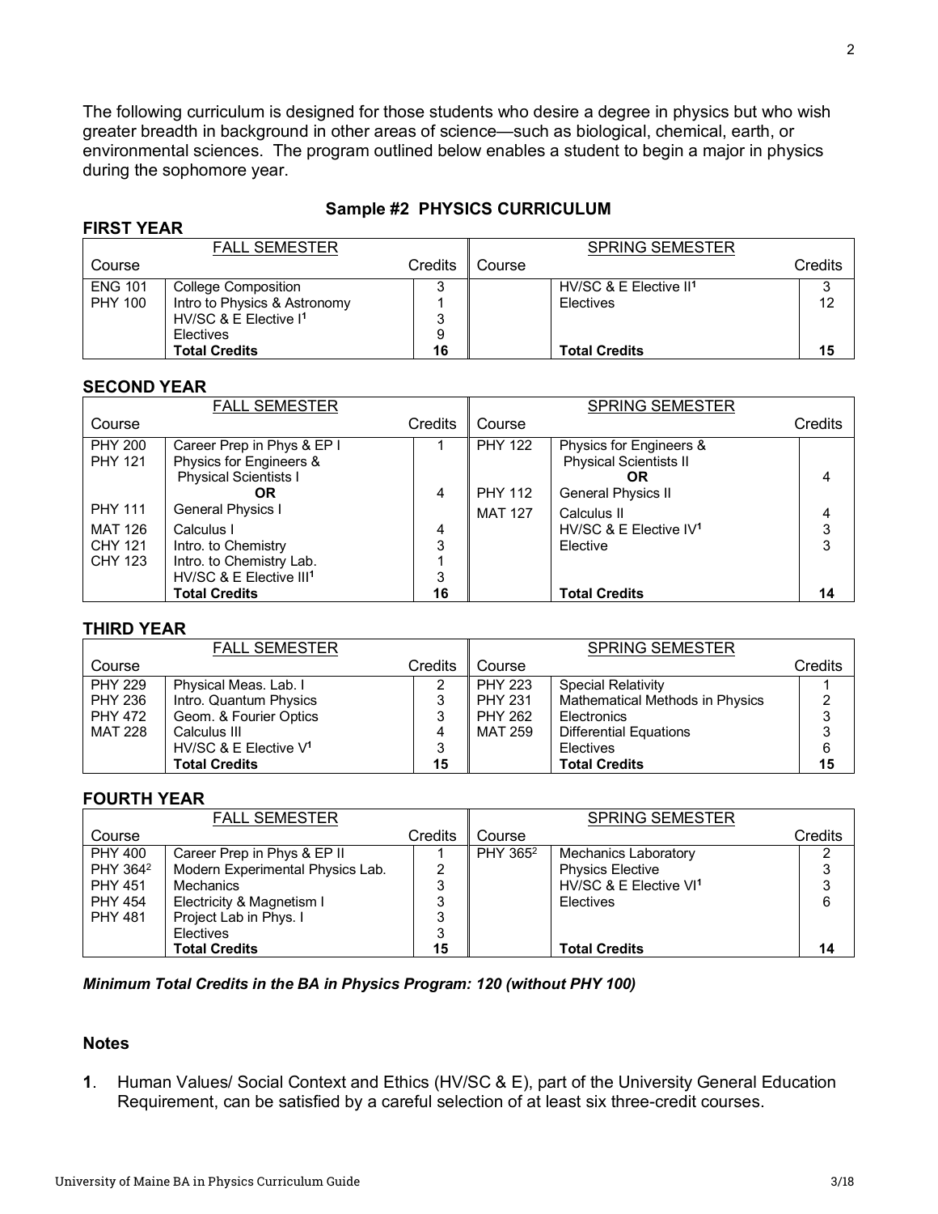The following curriculum is designed for those students who desire a degree in physics but who wish greater breadth in background in other areas of science—such as biological, chemical, earth, or environmental sciences. The program outlined below enables a student to begin a major in physics during the sophomore year.

## Sample #2 PHYSICS CURRICULUM

### FIRST YEAR

| FALL SEMESTER | | | SPRING SEMESTER | | |
|---|---|---|---|---|---|
| Course | | Credits | Course | | Credits |
| ENG 101 | College Composition | 3 | | HV/SC & E Elective II[1] | 3 |
| PHY 100 | Intro to Physics & Astronomy | 1 | | Electives | 12 |
| | HV/SC & E Elective I[1] | 3 | | | |
| | Electives | 9 | | | |
| | **Total Credits** | **16** | | **Total Credits** | **15** |

### SECOND YEAR

| FALL SEMESTER | | | SPRING SEMESTER | | |
|---|---|---|---|---|---|
| Course | | Credits | Course | | Credits |
| PHY 200 | Career Prep in Phys & EP I | 1 | PHY 122 | Physics for Engineers & Physical Scientists II | |
| PHY 121 | Physics for Engineers & Physical Scientists I | | | **OR** | 4 |
| | **OR** | 4 | PHY 112 | General Physics II | |
| PHY 111 | General Physics I | | MAT 127 | Calculus II | 4 |
| MAT 126 | Calculus I | 4 | | HV/SC & E Elective IV[1] | 3 |
| CHY 121 | Intro. to Chemistry | 3 | | Elective | 3 |
| CHY 123 | Intro. to Chemistry Lab. | 1 | | | |
| | HV/SC & E Elective III[1] | 3 | | | |
| | **Total Credits** | **16** | | **Total Credits** | **14** |

### THIRD YEAR

| FALL SEMESTER | | | SPRING SEMESTER | | |
|---|---|---|---|---|---|
| Course | | Credits | Course | | Credits |
| PHY 229 | Physical Meas. Lab. I | 2 | PHY 223 | Special Relativity | 1 |
| PHY 236 | Intro. Quantum Physics | 3 | PHY 231 | Mathematical Methods in Physics | 2 |
| PHY 472 | Geom. & Fourier Optics | 3 | PHY 262 | Electronics | 3 |
| MAT 228 | Calculus III | 4 | MAT 259 | Differential Equations | 3 |
| | HV/SC & E Elective V[1] | 3 | | Electives | 6 |
| | **Total Credits** | **15** | | **Total Credits** | **15** |

### FOURTH YEAR

| FALL SEMESTER | | | SPRING SEMESTER | | |
|---|---|---|---|---|---|
| Course | | Credits | Course | | Credits |
| PHY 400 | Career Prep in Phys & EP II | 1 | PHY 365[2] | Mechanics Laboratory | 2 |
| PHY 364[2] | Modern Experimental Physics Lab. | 2 | | Physics Elective | 3 |
| PHY 451 | Mechanics | 3 | | HV/SC & E Elective VI[1] | 3 |
| PHY 454 | Electricity & Magnetism I | 3 | | Electives | 6 |
| PHY 481 | Project Lab in Phys. I | 3 | | | |
| | Electives | 3 | | | |
| | **Total Credits** | **15** | | **Total Credits** | **14** |

***Minimum Total Credits in the BA in Physics Program: 120 (without PHY 100)***

### Notes

**1**. Human Values/ Social Context and Ethics (HV/SC & E), part of the University General Education Requirement, can be satisfied by a careful selection of at least six three-credit courses.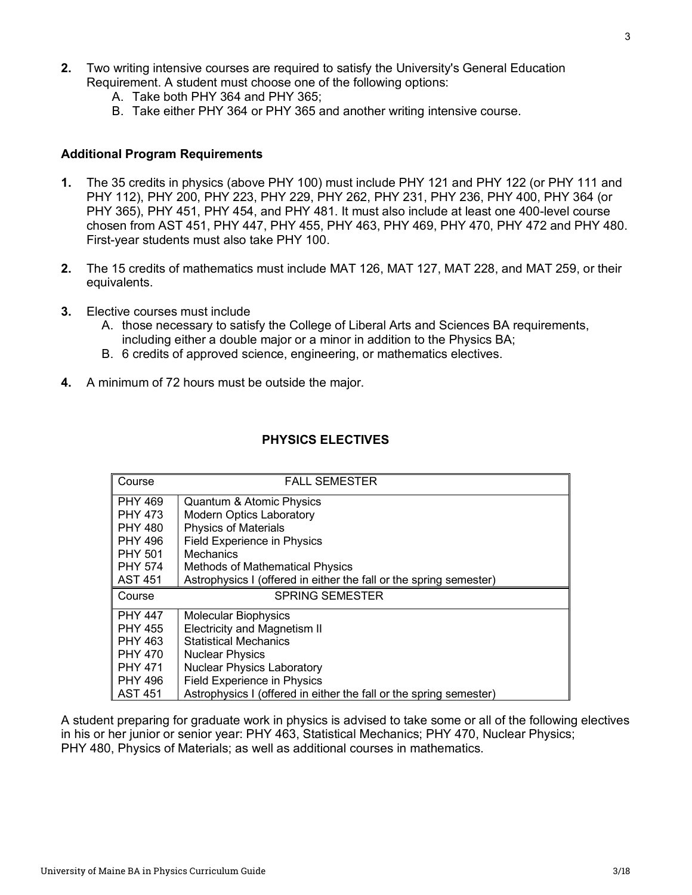2. Two writing intensive courses are required to satisfy the University's General Education Requirement. A student must choose one of the following options:
   - A. Take both PHY 364 and PHY 365;
   - B. Take either PHY 364 or PHY 365 and another writing intensive course.

### Additional Program Requirements

1. The 35 credits in physics (above PHY 100) must include PHY 121 and PHY 122 (or PHY 111 and PHY 112), PHY 200, PHY 223, PHY 229, PHY 262, PHY 231, PHY 236, PHY 400, PHY 364 (or PHY 365), PHY 451, PHY 454, and PHY 481. It must also include at least one 400-level course chosen from AST 451, PHY 447, PHY 455, PHY 463, PHY 469, PHY 470, PHY 472 and PHY 480. First-year students must also take PHY 100.

2. The 15 credits of mathematics must include MAT 126, MAT 127, MAT 228, and MAT 259, or their equivalents.

3. Elective courses must include
   - A. those necessary to satisfy the College of Liberal Arts and Sciences BA requirements, including either a double major or a minor in addition to the Physics BA;
   - B. 6 credits of approved science, engineering, or mathematics electives.

4. A minimum of 72 hours must be outside the major.

### PHYSICS ELECTIVES

| Course | FALL SEMESTER |
|---|---|
| PHY 469 | Quantum & Atomic Physics |
| PHY 473 | Modern Optics Laboratory |
| PHY 480 | Physics of Materials |
| PHY 496 | Field Experience in Physics |
| PHY 501 | Mechanics |
| PHY 574 | Methods of Mathematical Physics |
| AST 451 | Astrophysics I (offered in either the fall or the spring semester) |
| **Course** | **SPRING SEMESTER** |
| PHY 447 | Molecular Biophysics |
| PHY 455 | Electricity and Magnetism II |
| PHY 463 | Statistical Mechanics |
| PHY 470 | Nuclear Physics |
| PHY 471 | Nuclear Physics Laboratory |
| PHY 496 | Field Experience in Physics |
| AST 451 | Astrophysics I (offered in either the fall or the spring semester) |

A student preparing for graduate work in physics is advised to take some or all of the following electives in his or her junior or senior year: PHY 463, Statistical Mechanics; PHY 470, Nuclear Physics; PHY 480, Physics of Materials; as well as additional courses in mathematics.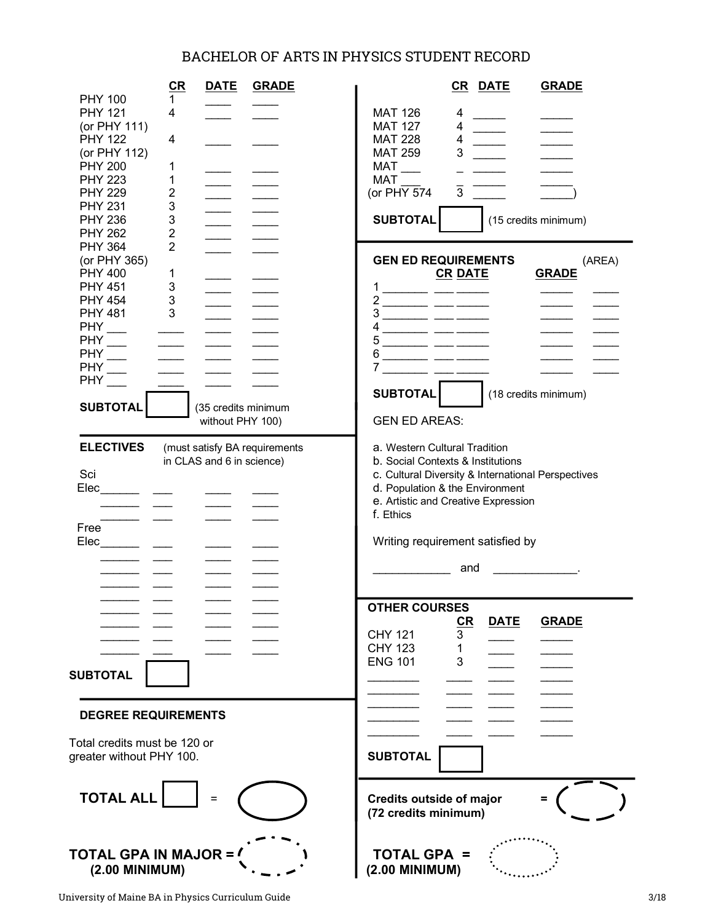# BACHELOR OF ARTS IN PHYSICS STUDENT RECORD

| | CR | DATE | GRADE |
|---|---|---|---|
| PHY 100 | 1 | ____ | ____ |
| PHY 121 (or PHY 111) | 4 | ____ | ____ |
| PHY 122 (or PHY 112) | 4 | ____ | ____ |
| PHY 200 | 1 | ____ | ____ |
| PHY 223 | 1 | ____ | ____ |
| PHY 229 | 2 | ____ | ____ |
| PHY 231 | 3 | ____ | ____ |
| PHY 236 | 3 | ____ | ____ |
| PHY 262 | 2 | ____ | ____ |
| PHY 364 (or PHY 365) | 2 | ____ | ____ |
| PHY 400 | 1 | ____ | ____ |
| PHY 451 | 3 | ____ | ____ |
| PHY 454 | 3 | ____ | ____ |
| PHY 481 | 3 | ____ | ____ |
| PHY ___ | ____ | ____ | ____ |
| PHY ___ | ____ | ____ | ____ |
| PHY ___ | ____ | ____ | ____ |
| PHY ___ | ____ | ____ | ____ |
| PHY ___ | ____ | ____ | ____ |

**SUBTOTAL** [ ] (35 credits minimum without PHY 100)

**ELECTIVES** (must satisfy BA requirements in CLAS and 6 in science)

| | | CR | DATE | GRADE |
|---|---|---|---|---|
| Sci Elec | ______ | ___ | ____ | ____ |
| | ______ | ___ | ____ | ____ |
| | ______ | ___ | ____ | ____ |
| Free Elec | ______ | ___ | ____ | ____ |
| | ______ | ___ | ____ | ____ |
| | ______ | ___ | ____ | ____ |
| | ______ | ___ | ____ | ____ |
| | ______ | ___ | ____ | ____ |
| | ______ | ___ | ____ | ____ |
| | ______ | ___ | ____ | ____ |
| | ______ | ___ | ____ | ____ |
| | ______ | ___ | ____ | ____ |

**SUBTOTAL** [ ]

**DEGREE REQUIREMENTS**

Total credits must be 120 or greater without PHY 100.

**TOTAL ALL** [ ] = ( )

**TOTAL GPA IN MAJOR =** ( )
**(2.00 MINIMUM)**

| | CR | DATE | GRADE |
|---|---|---|---|
| MAT 126 | 4 | _____ | _____ |
| MAT 127 | 4 | _____ | _____ |
| MAT 228 | 4 | _____ | _____ |
| MAT 259 | 3 | _____ | _____ |
| MAT ___ | _ | _____ | _____ |
| MAT ___ (or PHY 574 | _ 3 | _____ | _____) |

**SUBTOTAL** [ ] (15 credits minimum)

**GEN ED REQUIREMENTS**

| | | CR | DATE | GRADE | (AREA) |
|---|---|---|---|---|---|
| 1 | _______ | ___ | _____ | _____ | ____ |
| 2 | _______ | ___ | _____ | _____ | ____ |
| 3 | _______ | ___ | _____ | _____ | ____ |
| 4 | _______ | ___ | _____ | _____ | ____ |
| 5 | _______ | ___ | _____ | _____ | ____ |
| 6 | _______ | ___ | _____ | _____ | ____ |
| 7 | _______ | ___ | _____ | _____ | ____ |

**SUBTOTAL** [ ] (18 credits minimum)

GEN ED AREAS:

a. Western Cultural Tradition
b. Social Contexts & Institutions
c. Cultural Diversity & International Perspectives
d. Population & the Environment
e. Artistic and Creative Expression
f. Ethics

Writing requirement satisfied by

____________ and _____________.

**OTHER COURSES**

| | CR | DATE | GRADE |
|---|---|---|---|
| CHY 121 | 3 | ____ | _____ |
| CHY 123 | 1 | ____ | _____ |
| ENG 101 | 3 | ____ | _____ |
| ________ | ____ | ____ | _____ |
| ________ | ____ | ____ | _____ |
| ________ | ____ | ____ | _____ |
| ________ | ____ | ____ | _____ |
| ________ | ____ | ____ | _____ |

**SUBTOTAL** [ ]

**Credits outside of major** = ( )
**(72 credits minimum)**

**TOTAL GPA =** ( )
**(2.00 MINIMUM)**

University of Maine BA in Physics Curriculum Guide 3/18